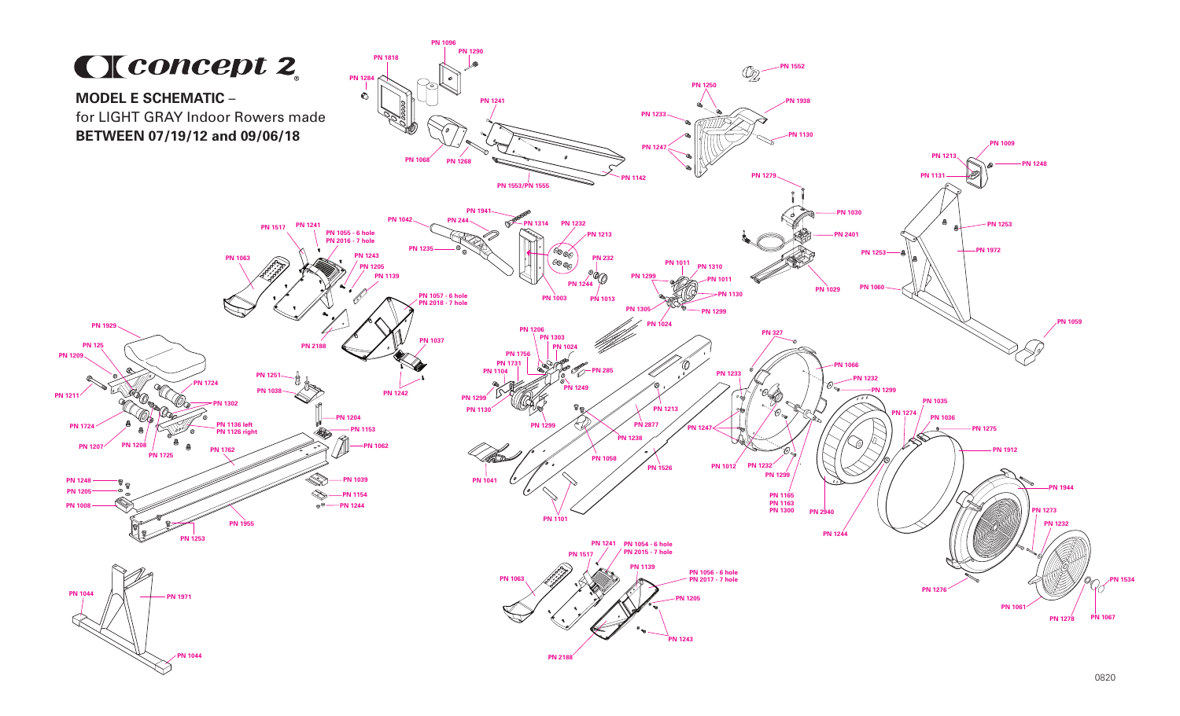# concept 2

**MODEL E SCHEMATIC** –
for LIGHT GRAY Indoor Rowers made
**BETWEEN 07/19/12 and 09/06/18**

PN 1096
PN 1290
PN 1818
PN 1284
PN 1241
PN 1068
PN 1268
PN 1142
PN 1553/PN 1555
PN 1552
PN 1250
PN 1938
PN 1233
PN 1130
PN 1247
PN 1009
PN 1213
PN 1248
PN 1131
PN 1279
PN 1030
PN 2401
PN 1029
PN 1253
PN 1972
PN 1253
PN 1060
PN 1059
PN 1941
PN 1042
PN 244
PN 1314
PN 1232
PN 1213
PN 1235
PN 232
PN 1003
PN 1244
PN 1013
PN 1011
PN 1310
PN 1299
PN 1011
PN 1130
PN 1305
PN 1299
PN 1024
PN 1517
PN 1241
PN 1055 - 6 hole
PN 2016 - 7 hole
PN 1063
PN 1243
PN 1205
PN 1139
PN 1057 - 6 hole
PN 2018 - 7 hole
PN 2188
PN 1037
PN 1242
PN 1929
PN 125
PN 1209
PN 1211
PN 1724
PN 1302
PN 1724
PN 1136 left
PN 1126 right
PN 1207
PN 1208
PN 1725
PN 1251
PN 1038
PN 1204
PN 1153
PN 1062
PN 1762
PN 1248
PN 1205
PN 1008
PN 1039
PN 1154
PN 1244
PN 1955
PN 1253
PN 1044
PN 1971
PN 1044
PN 1206
PN 1303
PN 1024
PN 1756
PN 1731
PN 1104
PN 285
PN 1249
PN 1299
PN 1130
PN 1299
PN 1213
PN 2877
PN 1238
PN 1058
PN 1526
PN 1041
PN 1101
PN 327
PN 1066
PN 1233
PN 1232
PN 1299
PN 1247
PN 1012
PN 1232
PN 1299
PN 1165
PN 1163
PN 1300
PN 2940
PN 1035
PN 1274
PN 1036
PN 1275
PN 1912
PN 1244
PN 1944
PN 1273
PN 1232
PN 1276
PN 1061
PN 1278
PN 1534
PN 1067
PN 1241
PN 1054 - 6 hole
PN 2015 - 7 hole
PN 1517
PN 1139
PN 1063
PN 1056 - 6 hole
PN 2017 - 7 hole
PN 1205
PN 1243
PN 2188

0820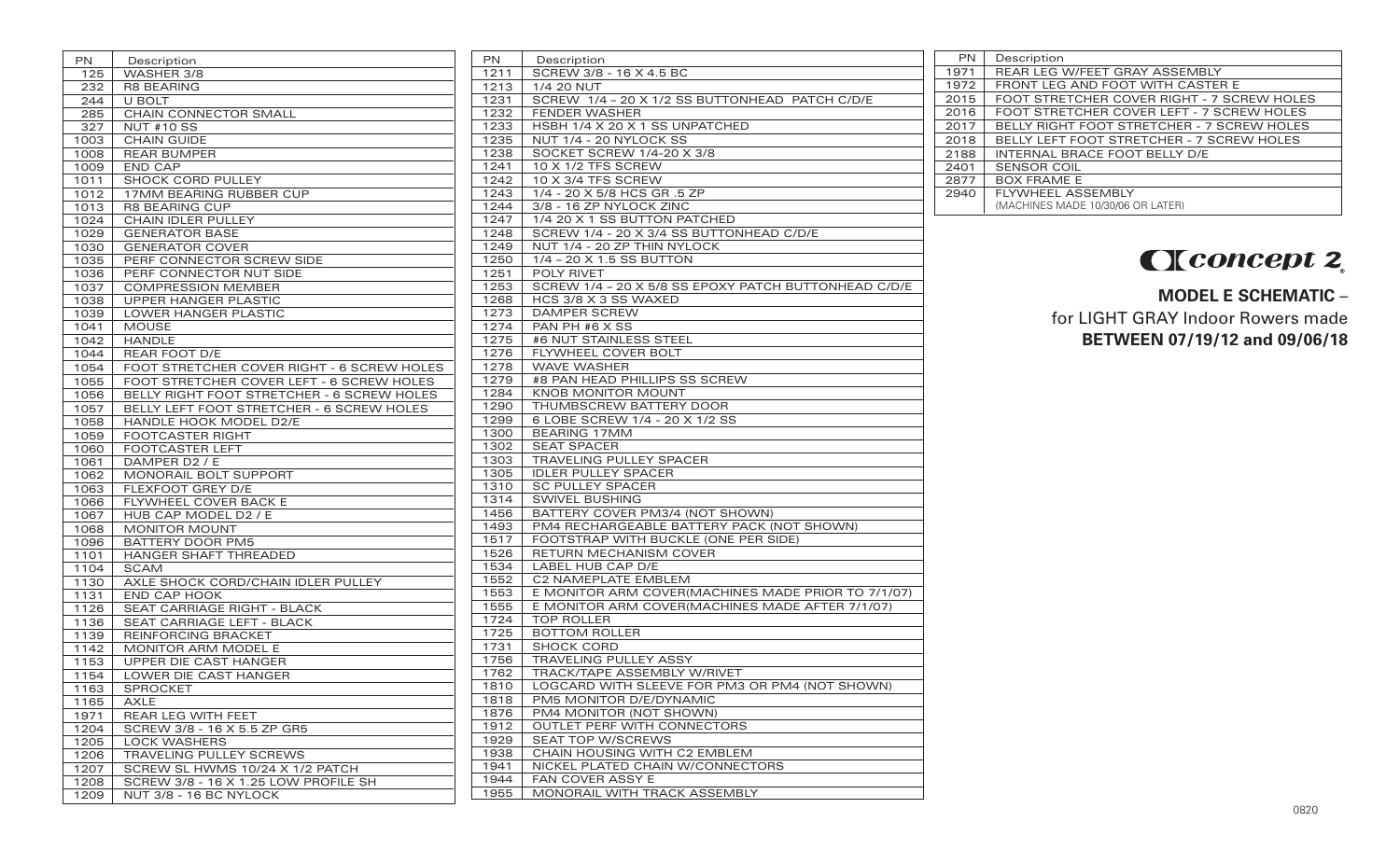| PN | Description |
|---|---|
| 125 | WASHER 3/8 |
| 232 | R8 BEARING |
| 244 | U BOLT |
| 285 | CHAIN CONNECTOR SMALL |
| 327 | NUT #10 SS |
| 1003 | CHAIN GUIDE |
| 1008 | REAR BUMPER |
| 1009 | END CAP |
| 1011 | SHOCK CORD PULLEY |
| 1012 | 17MM BEARING RUBBER CUP |
| 1013 | R8 BEARING CUP |
| 1024 | CHAIN IDLER PULLEY |
| 1029 | GENERATOR BASE |
| 1030 | GENERATOR COVER |
| 1035 | PERF CONNECTOR SCREW SIDE |
| 1036 | PERF CONNECTOR NUT SIDE |
| 1037 | COMPRESSION MEMBER |
| 1038 | UPPER HANGER PLASTIC |
| 1039 | LOWER HANGER PLASTIC |
| 1041 | MOUSE |
| 1042 | HANDLE |
| 1044 | REAR FOOT D/E |
| 1054 | FOOT STRETCHER COVER RIGHT - 6 SCREW HOLES |
| 1055 | FOOT STRETCHER COVER LEFT - 6 SCREW HOLES |
| 1056 | BELLY RIGHT FOOT STRETCHER - 6 SCREW HOLES |
| 1057 | BELLY LEFT FOOT STRETCHER - 6 SCREW HOLES |
| 1058 | HANDLE HOOK MODEL D2/E |
| 1059 | FOOTCASTER RIGHT |
| 1060 | FOOTCASTER LEFT |
| 1061 | DAMPER D2 / E |
| 1062 | MONORAIL BOLT SUPPORT |
| 1063 | FLEXFOOT GREY D/E |
| 1066 | FLYWHEEL COVER BACK E |
| 1067 | HUB CAP MODEL D2 / E |
| 1068 | MONITOR MOUNT |
| 1096 | BATTERY DOOR PM5 |
| 1101 | HANGER SHAFT THREADED |
| 1104 | SCAM |
| 1130 | AXLE SHOCK CORD/CHAIN IDLER PULLEY |
| 1131 | END CAP HOOK |
| 1126 | SEAT CARRIAGE RIGHT - BLACK |
| 1136 | SEAT CARRIAGE LEFT - BLACK |
| 1139 | REINFORCING BRACKET |
| 1142 | MONITOR ARM MODEL E |
| 1153 | UPPER DIE CAST HANGER |
| 1154 | LOWER DIE CAST HANGER |
| 1163 | SPROCKET |
| 1165 | AXLE |
| 1971 | REAR LEG WITH FEET |
| 1204 | SCREW 3/8 - 16 X 5.5 ZP GR5 |
| 1205 | LOCK WASHERS |
| 1206 | TRAVELING PULLEY SCREWS |
| 1207 | SCREW SL HWMS 10/24 X 1/2 PATCH |
| 1208 | SCREW 3/8 - 16 X 1.25 LOW PROFILE SH |
| 1209 | NUT 3/8 - 16 BC NYLOCK |

| PN | Description |
|---|---|
| 1211 | SCREW 3/8 - 16 X 4.5 BC |
| 1213 | 1/4 20 NUT |
| 1231 | SCREW 1/4 – 20 X 1/2 SS BUTTONHEAD PATCH C/D/E |
| 1232 | FENDER WASHER |
| 1233 | HSBH 1/4 X 20 X 1 SS UNPATCHED |
| 1235 | NUT 1/4 - 20 NYLOCK SS |
| 1238 | SOCKET SCREW 1/4-20 X 3/8 |
| 1241 | 10 X 1/2 TFS SCREW |
| 1242 | 10 X 3/4 TFS SCREW |
| 1243 | 1/4 - 20 X 5/8 HCS GR .5 ZP |
| 1244 | 3/8 - 16 ZP NYLOCK ZINC |
| 1247 | 1/4 20 X 1 SS BUTTON PATCHED |
| 1248 | SCREW 1/4 - 20 X 3/4 SS BUTTONHEAD C/D/E |
| 1249 | NUT 1/4 - 20 ZP THIN NYLOCK |
| 1250 | 1/4 – 20 X 1.5 SS BUTTON |
| 1251 | POLY RIVET |
| 1253 | SCREW 1/4 – 20 X 5/8 SS EPOXY PATCH BUTTONHEAD C/D/E |
| 1268 | HCS 3/8 X 3 SS WAXED |
| 1273 | DAMPER SCREW |
| 1274 | PAN PH #6 X SS |
| 1275 | #6 NUT STAINLESS STEEL |
| 1276 | FLYWHEEL COVER BOLT |
| 1278 | WAVE WASHER |
| 1279 | #8 PAN HEAD PHILLIPS SS SCREW |
| 1284 | KNOB MONITOR MOUNT |
| 1290 | THUMBSCREW BATTERY DOOR |
| 1299 | 6 LOBE SCREW 1/4 - 20 X 1/2 SS |
| 1300 | BEARING 17MM |
| 1302 | SEAT SPACER |
| 1303 | TRAVELING PULLEY SPACER |
| 1305 | IDLER PULLEY SPACER |
| 1310 | SC PULLEY SPACER |
| 1314 | SWIVEL BUSHING |
| 1456 | BATTERY COVER PM3/4 (NOT SHOWN) |
| 1493 | PM4 RECHARGEABLE BATTERY PACK (NOT SHOWN) |
| 1517 | FOOTSTRAP WITH BUCKLE (ONE PER SIDE) |
| 1526 | RETURN MECHANISM COVER |
| 1534 | LABEL HUB CAP D/E |
| 1552 | C2 NAMEPLATE EMBLEM |
| 1553 | E MONITOR ARM COVER(MACHINES MADE PRIOR TO 7/1/07) |
| 1555 | E MONITOR ARM COVER(MACHINES MADE AFTER 7/1/07) |
| 1724 | TOP ROLLER |
| 1725 | BOTTOM ROLLER |
| 1731 | SHOCK CORD |
| 1756 | TRAVELING PULLEY ASSY |
| 1762 | TRACK/TAPE ASSEMBLY W/RIVET |
| 1810 | LOGCARD WITH SLEEVE FOR PM3 OR PM4 (NOT SHOWN) |
| 1818 | PM5 MONITOR D/E/DYNAMIC |
| 1876 | PM4 MONITOR (NOT SHOWN) |
| 1912 | OUTLET PERF WITH CONNECTORS |
| 1929 | SEAT TOP W/SCREWS |
| 1938 | CHAIN HOUSING WITH C2 EMBLEM |
| 1941 | NICKEL PLATED CHAIN W/CONNECTORS |
| 1944 | FAN COVER ASSY E |
| 1955 | MONORAIL WITH TRACK ASSEMBLY |

| PN | Description |
|---|---|
| 1971 | REAR LEG W/FEET GRAY ASSEMBLY |
| 1972 | FRONT LEG AND FOOT WITH CASTER E |
| 2015 | FOOT STRETCHER COVER RIGHT - 7 SCREW HOLES |
| 2016 | FOOT STRETCHER COVER LEFT - 7 SCREW HOLES |
| 2017 | BELLY RIGHT FOOT STRETCHER - 7 SCREW HOLES |
| 2018 | BELLY LEFT FOOT STRETCHER - 7 SCREW HOLES |
| 2188 | INTERNAL BRACE FOOT BELLY D/E |
| 2401 | SENSOR COIL |
| 2877 | BOX FRAME E |
| 2940 | FLYWHEEL ASSEMBLY (MACHINES MADE 10/30/06 OR LATER) |

concept 2

**MODEL E SCHEMATIC** –
for LIGHT GRAY Indoor Rowers made
**BETWEEN 07/19/12 and 09/06/18**

0820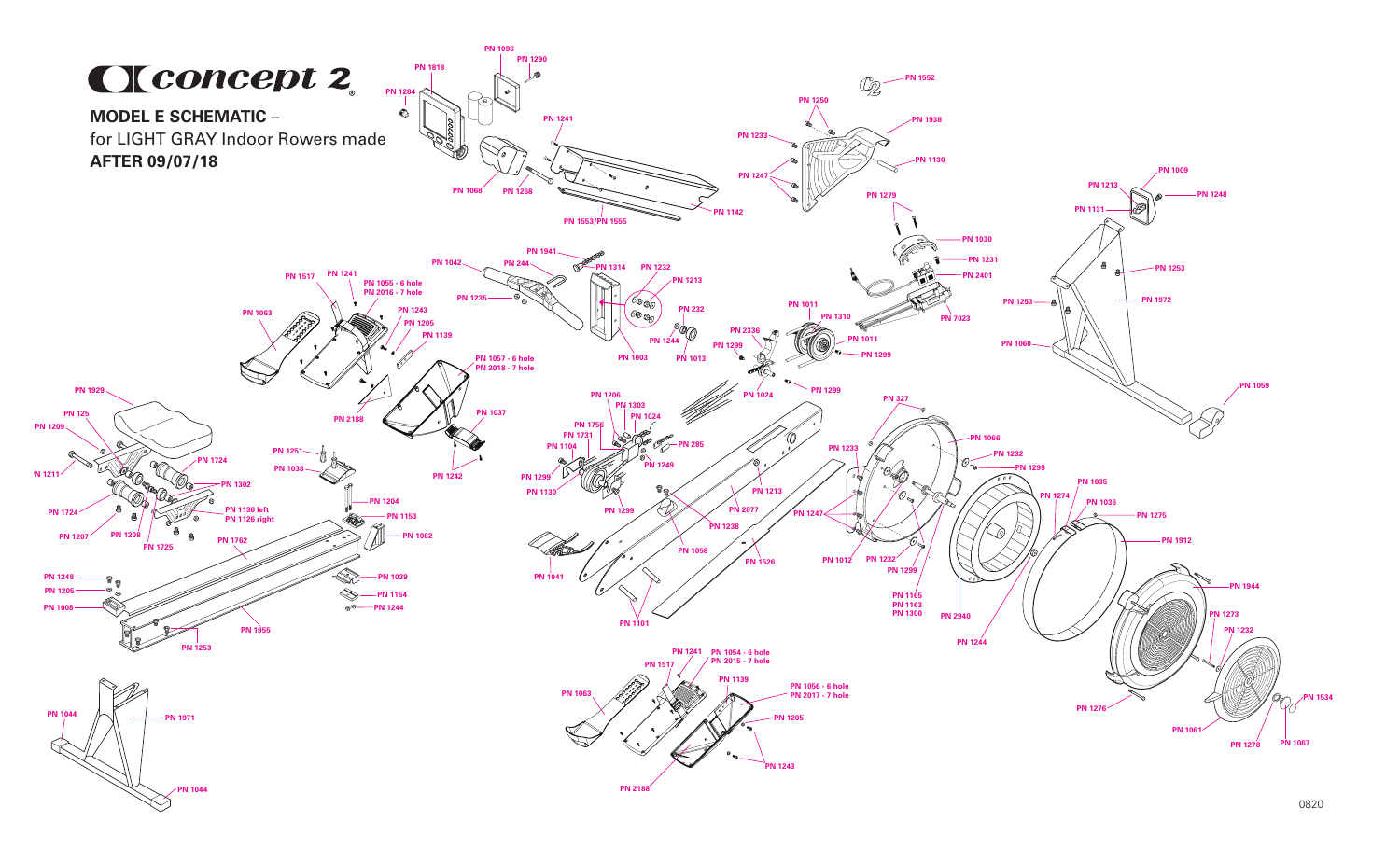# Concept 2

**MODEL E SCHEMATIC** –
for LIGHT GRAY Indoor Rowers made
**AFTER 09/07/18**

PN 1096
PN 1290
PN 1818
PN 1284
PN 1241
PN 1068
PN 1268
PN 1553/PN 1555
PN 1142
PN 1552
PN 1250
PN 1233
PN 1938
PN 1130
PN 1247
PN 1279
PN 1009
PN 1213
PN 1248
PN 1131
PN 1941
PN 1042
PN 244
PN 1314
PN 1232
PN 1213
PN 1235
PN 232
PN 1244
PN 1013
PN 1003
PN 1517
PN 1241
PN 1055 - 6 hole
PN 2016 - 7 hole
PN 1063
PN 1243
PN 1205
PN 1139
PN 1057 - 6 hole
PN 2018 - 7 hole
PN 2188
PN 1037
PN 1030
PN 1231
PN 2401
PN 7023
PN 1011
PN 1310
PN 2336
PN 1299
PN 1011
PN 1299
PN 1024
PN 1299
PN 1253
PN 1972
PN 1253
PN 1060
PN 1059
PN 1929
PN 125
PN 1209
PN 1211
PN 1724
PN 1302
PN 1724
PN 1136 left
PN 1126 right
PN 1207
PN 1208
PN 1725
PN 1251
PN 1038
PN 1242
PN 1204
PN 1153
PN 1062
PN 1762
PN 1206
PN 1303
PN 1024
PN 1756
PN 1731
PN 1104
PN 285
PN 1249
PN 1299
PN 1130
PN 1299
PN 1213
PN 2877
PN 1238
PN 1058
PN 1526
PN 1041
PN 1101
PN 327
PN 1066
PN 1233
PN 1232
PN 1299
PN 1247
PN 1012
PN 1232
PN 1299
PN 1165
PN 1163
PN 1300
PN 2940
PN 1244
PN 1035
PN 1274
PN 1036
PN 1275
PN 1912
PN 1944
PN 1273
PN 1232
PN 1276
PN 1534
PN 1061
PN 1278
PN 1067
PN 1248
PN 1205
PN 1008
PN 1039
PN 1154
PN 1244
PN 1955
PN 1253
PN 1044
PN 1971
PN 1044
PN 1241
PN 1054 - 6 hole
PN 2015 - 7 hole
PN 1517
PN 1139
PN 1063
PN 1056 - 6 hole
PN 2017 - 7 hole
PN 1205
PN 1243
PN 2188

0820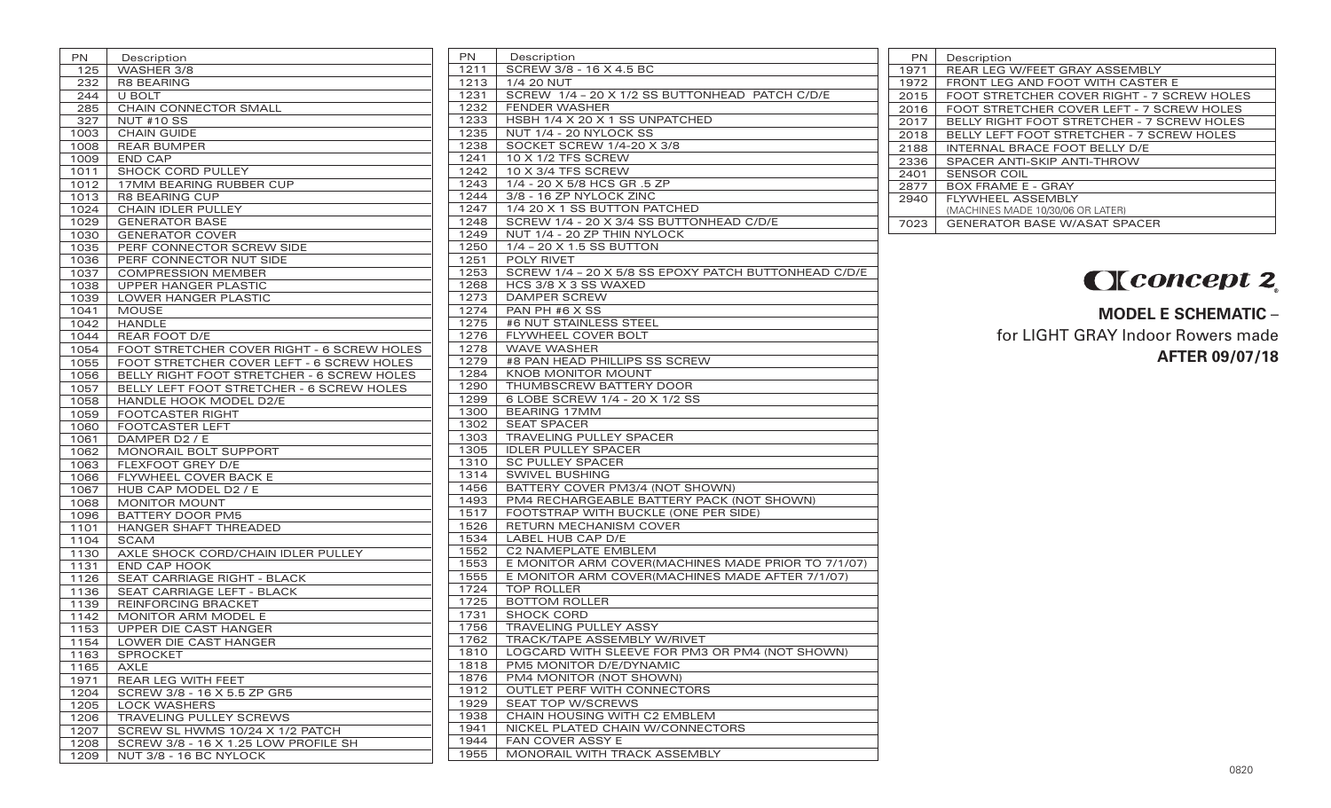| PN | Description |
|---|---|
| 125 | WASHER 3/8 |
| 232 | R8 BEARING |
| 244 | U BOLT |
| 285 | CHAIN CONNECTOR SMALL |
| 327 | NUT #10 SS |
| 1003 | CHAIN GUIDE |
| 1008 | REAR BUMPER |
| 1009 | END CAP |
| 1011 | SHOCK CORD PULLEY |
| 1012 | 17MM BEARING RUBBER CUP |
| 1013 | R8 BEARING CUP |
| 1024 | CHAIN IDLER PULLEY |
| 1029 | GENERATOR BASE |
| 1030 | GENERATOR COVER |
| 1035 | PERF CONNECTOR SCREW SIDE |
| 1036 | PERF CONNECTOR NUT SIDE |
| 1037 | COMPRESSION MEMBER |
| 1038 | UPPER HANGER PLASTIC |
| 1039 | LOWER HANGER PLASTIC |
| 1041 | MOUSE |
| 1042 | HANDLE |
| 1044 | REAR FOOT D/E |
| 1054 | FOOT STRETCHER COVER RIGHT - 6 SCREW HOLES |
| 1055 | FOOT STRETCHER COVER LEFT - 6 SCREW HOLES |
| 1056 | BELLY RIGHT FOOT STRETCHER - 6 SCREW HOLES |
| 1057 | BELLY LEFT FOOT STRETCHER - 6 SCREW HOLES |
| 1058 | HANDLE HOOK MODEL D2/E |
| 1059 | FOOTCASTER RIGHT |
| 1060 | FOOTCASTER LEFT |
| 1061 | DAMPER D2 / E |
| 1062 | MONORAIL BOLT SUPPORT |
| 1063 | FLEXFOOT GREY D/E |
| 1066 | FLYWHEEL COVER BACK E |
| 1067 | HUB CAP MODEL D2 / E |
| 1068 | MONITOR MOUNT |
| 1096 | BATTERY DOOR PM5 |
| 1101 | HANGER SHAFT THREADED |
| 1104 | SCAM |
| 1130 | AXLE SHOCK CORD/CHAIN IDLER PULLEY |
| 1131 | END CAP HOOK |
| 1126 | SEAT CARRIAGE RIGHT - BLACK |
| 1136 | SEAT CARRIAGE LEFT - BLACK |
| 1139 | REINFORCING BRACKET |
| 1142 | MONITOR ARM MODEL E |
| 1153 | UPPER DIE CAST HANGER |
| 1154 | LOWER DIE CAST HANGER |
| 1163 | SPROCKET |
| 1165 | AXLE |
| 1971 | REAR LEG WITH FEET |
| 1204 | SCREW 3/8 - 16 X 5.5 ZP GR5 |
| 1205 | LOCK WASHERS |
| 1206 | TRAVELING PULLEY SCREWS |
| 1207 | SCREW SL HWMS 10/24 X 1/2 PATCH |
| 1208 | SCREW 3/8 - 16 X 1.25 LOW PROFILE SH |
| 1209 | NUT 3/8 - 16 BC NYLOCK |

| PN | Description |
|---|---|
| 1211 | SCREW 3/8 - 16 X 4.5 BC |
| 1213 | 1/4 20 NUT |
| 1231 | SCREW 1/4 – 20 X 1/2 SS BUTTONHEAD PATCH C/D/E |
| 1232 | FENDER WASHER |
| 1233 | HSBH 1/4 X 20 X 1 SS UNPATCHED |
| 1235 | NUT 1/4 - 20 NYLOCK SS |
| 1238 | SOCKET SCREW 1/4-20 X 3/8 |
| 1241 | 10 X 1/2 TFS SCREW |
| 1242 | 10 X 3/4 TFS SCREW |
| 1243 | 1/4 - 20 X 5/8 HCS GR .5 ZP |
| 1244 | 3/8 - 16 ZP NYLOCK ZINC |
| 1247 | 1/4 20 X 1 SS BUTTON PATCHED |
| 1248 | SCREW 1/4 - 20 X 3/4 SS BUTTONHEAD C/D/E |
| 1249 | NUT 1/4 - 20 ZP THIN NYLOCK |
| 1250 | 1/4 – 20 X 1.5 SS BUTTON |
| 1251 | POLY RIVET |
| 1253 | SCREW 1/4 – 20 X 5/8 SS EPOXY PATCH BUTTONHEAD C/D/E |
| 1268 | HCS 3/8 X 3 SS WAXED |
| 1273 | DAMPER SCREW |
| 1274 | PAN PH #6 X SS |
| 1275 | #6 NUT STAINLESS STEEL |
| 1276 | FLYWHEEL COVER BOLT |
| 1278 | WAVE WASHER |
| 1279 | #8 PAN HEAD PHILLIPS SS SCREW |
| 1284 | KNOB MONITOR MOUNT |
| 1290 | THUMBSCREW BATTERY DOOR |
| 1299 | 6 LOBE SCREW 1/4 - 20 X 1/2 SS |
| 1300 | BEARING 17MM |
| 1302 | SEAT SPACER |
| 1303 | TRAVELING PULLEY SPACER |
| 1305 | IDLER PULLEY SPACER |
| 1310 | SC PULLEY SPACER |
| 1314 | SWIVEL BUSHING |
| 1456 | BATTERY COVER PM3/4 (NOT SHOWN) |
| 1493 | PM4 RECHARGEABLE BATTERY PACK (NOT SHOWN) |
| 1517 | FOOTSTRAP WITH BUCKLE (ONE PER SIDE) |
| 1526 | RETURN MECHANISM COVER |
| 1534 | LABEL HUB CAP D/E |
| 1552 | C2 NAMEPLATE EMBLEM |
| 1553 | E MONITOR ARM COVER(MACHINES MADE PRIOR TO 7/1/07) |
| 1555 | E MONITOR ARM COVER(MACHINES MADE AFTER 7/1/07) |
| 1724 | TOP ROLLER |
| 1725 | BOTTOM ROLLER |
| 1731 | SHOCK CORD |
| 1756 | TRAVELING PULLEY ASSY |
| 1762 | TRACK/TAPE ASSEMBLY W/RIVET |
| 1810 | LOGCARD WITH SLEEVE FOR PM3 OR PM4 (NOT SHOWN) |
| 1818 | PM5 MONITOR D/E/DYNAMIC |
| 1876 | PM4 MONITOR (NOT SHOWN) |
| 1912 | OUTLET PERF WITH CONNECTORS |
| 1929 | SEAT TOP W/SCREWS |
| 1938 | CHAIN HOUSING WITH C2 EMBLEM |
| 1941 | NICKEL PLATED CHAIN W/CONNECTORS |
| 1944 | FAN COVER ASSY E |
| 1955 | MONORAIL WITH TRACK ASSEMBLY |

| PN | Description |
|---|---|
| 1971 | REAR LEG W/FEET GRAY ASSEMBLY |
| 1972 | FRONT LEG AND FOOT WITH CASTER E |
| 2015 | FOOT STRETCHER COVER RIGHT - 7 SCREW HOLES |
| 2016 | FOOT STRETCHER COVER LEFT - 7 SCREW HOLES |
| 2017 | BELLY RIGHT FOOT STRETCHER - 7 SCREW HOLES |
| 2018 | BELLY LEFT FOOT STRETCHER - 7 SCREW HOLES |
| 2188 | INTERNAL BRACE FOOT BELLY D/E |
| 2336 | SPACER ANTI-SKIP ANTI-THROW |
| 2401 | SENSOR COIL |
| 2877 | BOX FRAME E - GRAY |
| 2940 | FLYWHEEL ASSEMBLY (MACHINES MADE 10/30/06 OR LATER) |
| 7023 | GENERATOR BASE W/ASAT SPACER |

*concept 2*

**MODEL E SCHEMATIC** –
for LIGHT GRAY Indoor Rowers made
**AFTER 09/07/18**

0820